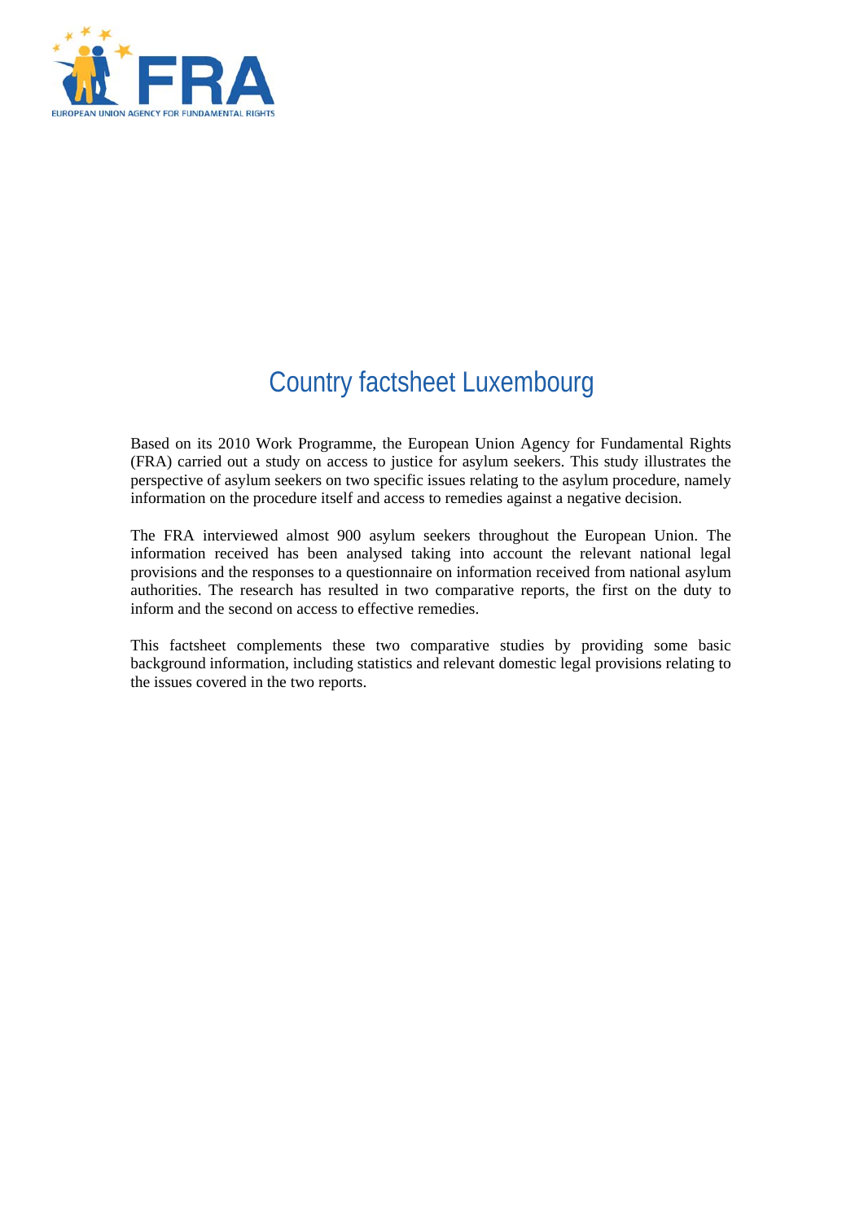# Country factsheet Luxembourg

Based on its 2010 Work Programme, the European Union Agency for Fundamental Rights (FRA) carried out a study on access to justice for asylum seekers. This study illustrates the perspective of asylum seekers on two specific issues relating to the asylum procedure, namely information on the procedure itself and access to remedies against a negative decision.

The FRA interviewed almost 900 asylum seekers throughout the European Union. The information received has been analysed taking into account the relevant national legal provisions and the responses to a questionnaire on information received from national asylum authorities. The research has resulted in two comparative reports, the first on the duty to inform and the second on access to effective remedies.

This factsheet complements these two comparative studies by providing some basic background information, including statistics and relevant domestic legal provisions relating to the issues covered in the two reports.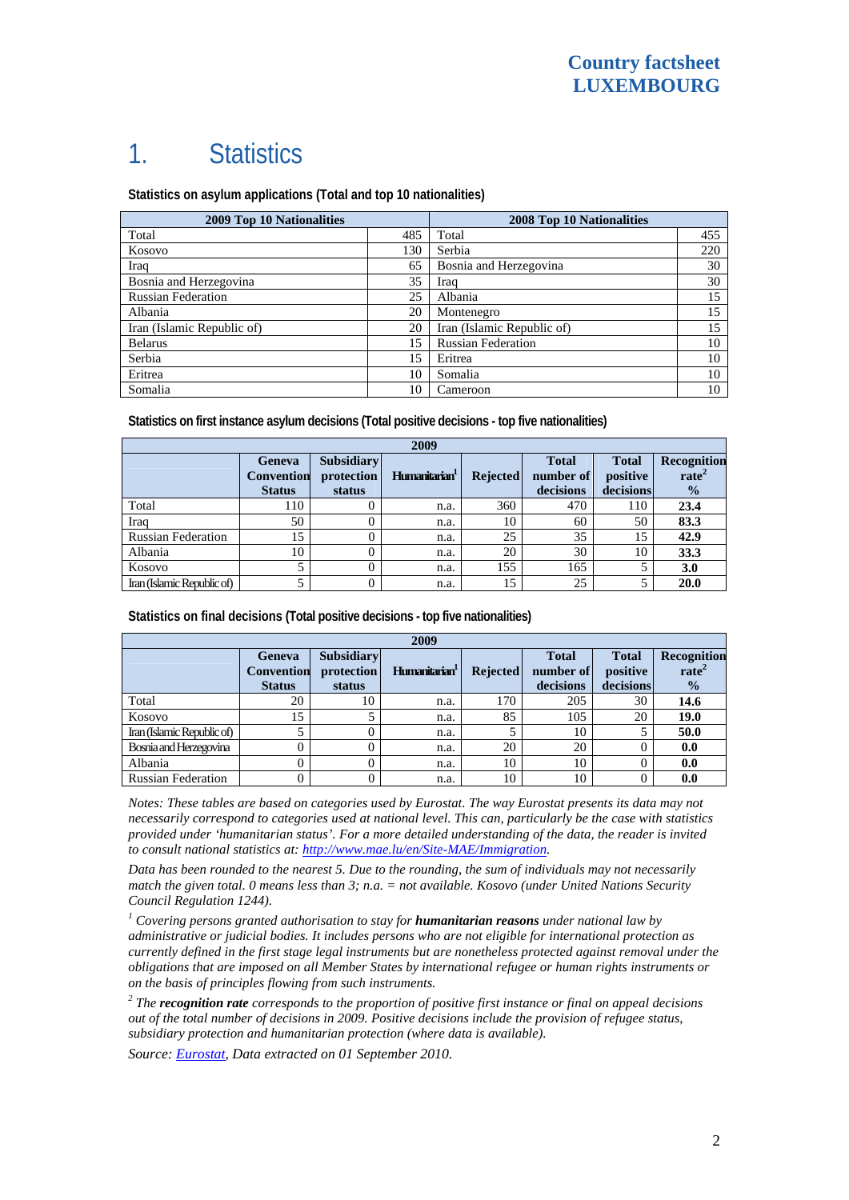# 1. Statistics

**Statistics on asylum applications (Total and top 10 nationalities)**

| 2009 Top 10 Nationalities | | 2008 Top 10 Nationalities | |
|---|---|---|---|
| Total | 485 | Total | 455 |
| Kosovo | 130 | Serbia | 220 |
| Iraq | 65 | Bosnia and Herzegovina | 30 |
| Bosnia and Herzegovina | 35 | Iraq | 30 |
| Russian Federation | 25 | Albania | 15 |
| Albania | 20 | Montenegro | 15 |
| Iran (Islamic Republic of) | 20 | Iran (Islamic Republic of) | 15 |
| Belarus | 15 | Russian Federation | 10 |
| Serbia | 15 | Eritrea | 10 |
| Eritrea | 10 | Somalia | 10 |
| Somalia | 10 | Cameroon | 10 |

**Statistics on first instance asylum decisions (Total positive decisions - top five nationalities)**

| 2009 | | | | | | | |
|---|---|---|---|---|---|---|---|
| | Geneva Convention Status | Subsidiary protection status | Humanitarian[1] | Rejected | Total number of decisions | Total positive decisions | Recognition rate[2] % |
| Total | 110 | 0 | n.a. | 360 | 470 | 110 | **23.4** |
| Iraq | 50 | 0 | n.a. | 10 | 60 | 50 | **83.3** |
| Russian Federation | 15 | 0 | n.a. | 25 | 35 | 15 | **42.9** |
| Albania | 10 | 0 | n.a. | 20 | 30 | 10 | **33.3** |
| Kosovo | 5 | 0 | n.a. | 155 | 165 | 5 | **3.0** |
| Iran (Islamic Republic of) | 5 | 0 | n.a. | 15 | 25 | 5 | **20.0** |

**Statistics on final decisions (Total positive decisions - top five nationalities)**

| 2009 | | | | | | | |
|---|---|---|---|---|---|---|---|
| | Geneva Convention Status | Subsidiary protection status | Humanitarian[1] | Rejected | Total number of decisions | Total positive decisions | Recognition rate[2] % |
| Total | 20 | 10 | n.a. | 170 | 205 | 30 | **14.6** |
| Kosovo | 15 | 5 | n.a. | 85 | 105 | 20 | **19.0** |
| Iran (Islamic Republic of) | 5 | 0 | n.a. | 5 | 10 | 5 | **50.0** |
| Bosnia and Herzegovina | 0 | 0 | n.a. | 20 | 20 | 0 | **0.0** |
| Albania | 0 | 0 | n.a. | 10 | 10 | 0 | **0.0** |
| Russian Federation | 0 | 0 | n.a. | 10 | 10 | 0 | **0.0** |

*Notes: These tables are based on categories used by Eurostat. The way Eurostat presents its data may not necessarily correspond to categories used at national level. This can, particularly be the case with statistics provided under 'humanitarian status'. For a more detailed understanding of the data, the reader is invited to consult national statistics at: [http://www.mae.lu/en/Site-MAE/Immigration](http://www.mae.lu/en/Site-MAE/Immigration).*

*Data has been rounded to the nearest 5. Due to the rounding, the sum of individuals may not necessarily match the given total. 0 means less than 3; n.a. = not available. Kosovo (under United Nations Security Council Regulation 1244).*

*[1] Covering persons granted authorisation to stay for **humanitarian reasons** under national law by administrative or judicial bodies. It includes persons who are not eligible for international protection as currently defined in the first stage legal instruments but are nonetheless protected against removal under the obligations that are imposed on all Member States by international refugee or human rights instruments or on the basis of principles flowing from such instruments.*

*[2] The **recognition rate** corresponds to the proportion of positive first instance or final on appeal decisions out of the total number of decisions in 2009. Positive decisions include the provision of refugee status, subsidiary protection and humanitarian protection (where data is available).*

*Source: Eurostat, Data extracted on 01 September 2010.*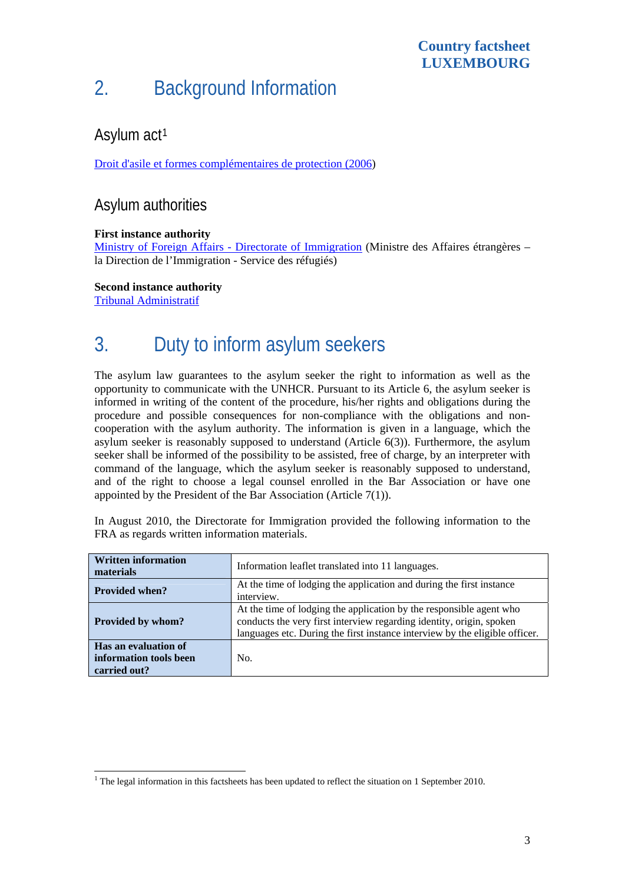# 2. Background Information

## Asylum act[1]

Droit d'asile et formes complémentaires de protection (2006)

## Asylum authorities

**First instance authority**
Ministry of Foreign Affairs - Directorate of Immigration (Ministre des Affaires étrangères – la Direction de l'Immigration - Service des réfugiés)

**Second instance authority**
Tribunal Administratif

# 3. Duty to inform asylum seekers

The asylum law guarantees to the asylum seeker the right to information as well as the opportunity to communicate with the UNHCR. Pursuant to its Article 6, the asylum seeker is informed in writing of the content of the procedure, his/her rights and obligations during the procedure and possible consequences for non-compliance with the obligations and non-cooperation with the asylum authority. The information is given in a language, which the asylum seeker is reasonably supposed to understand (Article 6(3)). Furthermore, the asylum seeker shall be informed of the possibility to be assisted, free of charge, by an interpreter with command of the language, which the asylum seeker is reasonably supposed to understand, and of the right to choose a legal counsel enrolled in the Bar Association or have one appointed by the President of the Bar Association (Article 7(1)).

In August 2010, the Directorate for Immigration provided the following information to the FRA as regards written information materials.

| **Written information materials** | Information leaflet translated into 11 languages. |
|---|---|
| **Provided when?** | At the time of lodging the application and during the first instance interview. |
| **Provided by whom?** | At the time of lodging the application by the responsible agent who conducts the very first interview regarding identity, origin, spoken languages etc. During the first instance interview by the eligible officer. |
| **Has an evaluation of information tools been carried out?** | No. |

[1] The legal information in this factsheets has been updated to reflect the situation on 1 September 2010.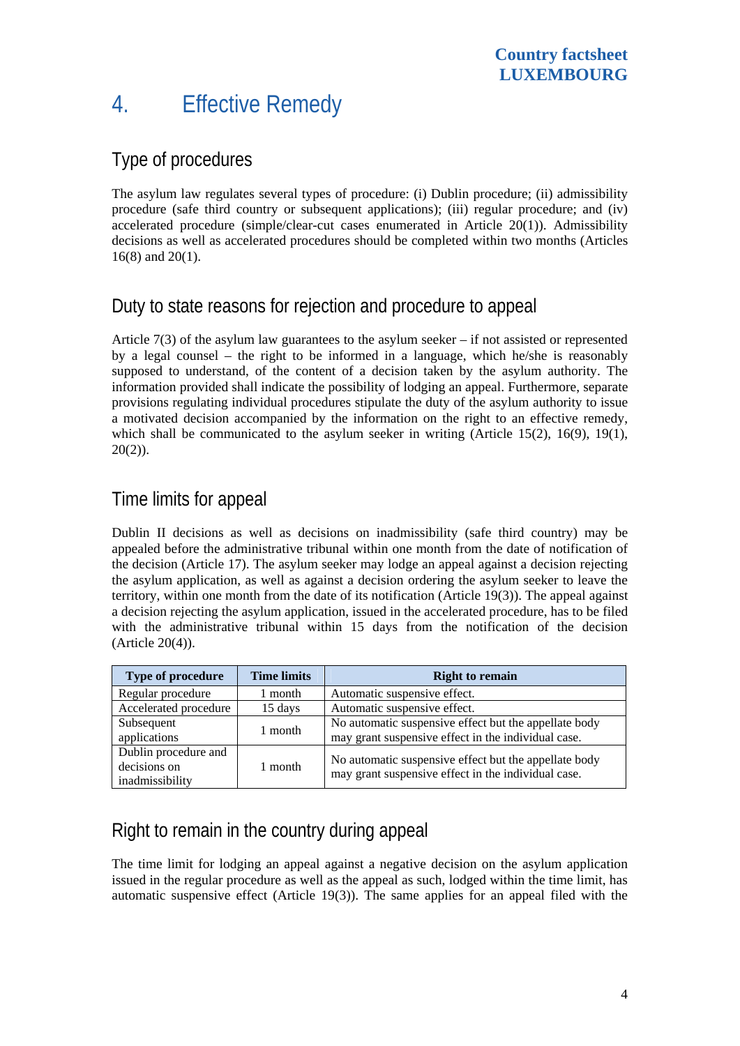# 4. Effective Remedy

## Type of procedures

The asylum law regulates several types of procedure: (i) Dublin procedure; (ii) admissibility procedure (safe third country or subsequent applications); (iii) regular procedure; and (iv) accelerated procedure (simple/clear-cut cases enumerated in Article 20(1)). Admissibility decisions as well as accelerated procedures should be completed within two months (Articles 16(8) and 20(1).

## Duty to state reasons for rejection and procedure to appeal

Article 7(3) of the asylum law guarantees to the asylum seeker – if not assisted or represented by a legal counsel – the right to be informed in a language, which he/she is reasonably supposed to understand, of the content of a decision taken by the asylum authority. The information provided shall indicate the possibility of lodging an appeal. Furthermore, separate provisions regulating individual procedures stipulate the duty of the asylum authority to issue a motivated decision accompanied by the information on the right to an effective remedy, which shall be communicated to the asylum seeker in writing (Article 15(2), 16(9), 19(1), 20(2)).

## Time limits for appeal

Dublin II decisions as well as decisions on inadmissibility (safe third country) may be appealed before the administrative tribunal within one month from the date of notification of the decision (Article 17). The asylum seeker may lodge an appeal against a decision rejecting the asylum application, as well as against a decision ordering the asylum seeker to leave the territory, within one month from the date of its notification (Article 19(3)). The appeal against a decision rejecting the asylum application, issued in the accelerated procedure, has to be filed with the administrative tribunal within 15 days from the notification of the decision (Article 20(4)).

| Type of procedure | Time limits | Right to remain |
|---|---|---|
| Regular procedure | 1 month | Automatic suspensive effect. |
| Accelerated procedure | 15 days | Automatic suspensive effect. |
| Subsequent applications | 1 month | No automatic suspensive effect but the appellate body may grant suspensive effect in the individual case. |
| Dublin procedure and decisions on inadmissibility | 1 month | No automatic suspensive effect but the appellate body may grant suspensive effect in the individual case. |

## Right to remain in the country during appeal

The time limit for lodging an appeal against a negative decision on the asylum application issued in the regular procedure as well as the appeal as such, lodged within the time limit, has automatic suspensive effect (Article 19(3)). The same applies for an appeal filed with the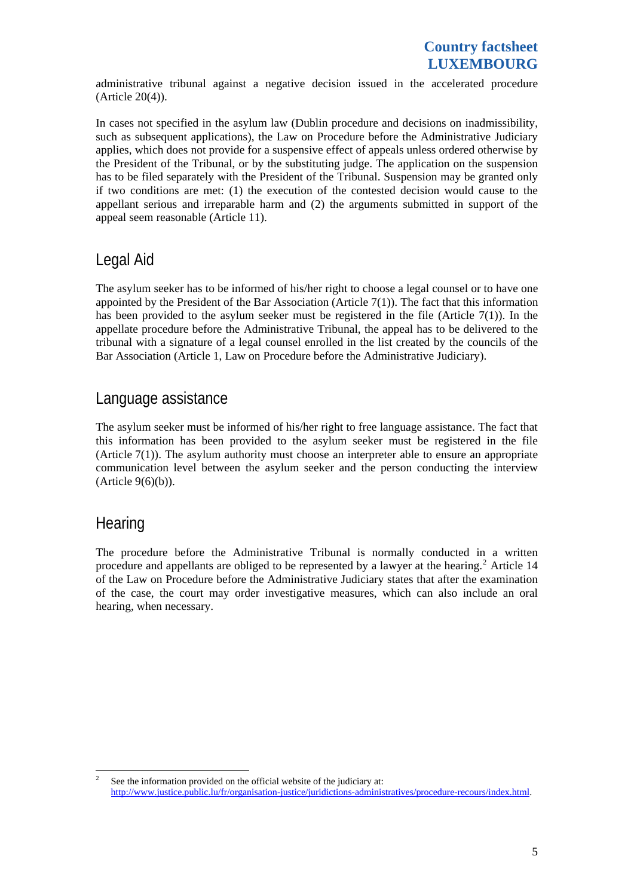administrative tribunal against a negative decision issued in the accelerated procedure (Article 20(4)).

In cases not specified in the asylum law (Dublin procedure and decisions on inadmissibility, such as subsequent applications), the Law on Procedure before the Administrative Judiciary applies, which does not provide for a suspensive effect of appeals unless ordered otherwise by the President of the Tribunal, or by the substituting judge. The application on the suspension has to be filed separately with the President of the Tribunal. Suspension may be granted only if two conditions are met: (1) the execution of the contested decision would cause to the appellant serious and irreparable harm and (2) the arguments submitted in support of the appeal seem reasonable (Article 11).

## Legal Aid

The asylum seeker has to be informed of his/her right to choose a legal counsel or to have one appointed by the President of the Bar Association (Article 7(1)). The fact that this information has been provided to the asylum seeker must be registered in the file (Article 7(1)). In the appellate procedure before the Administrative Tribunal, the appeal has to be delivered to the tribunal with a signature of a legal counsel enrolled in the list created by the councils of the Bar Association (Article 1, Law on Procedure before the Administrative Judiciary).

## Language assistance

The asylum seeker must be informed of his/her right to free language assistance. The fact that this information has been provided to the asylum seeker must be registered in the file (Article 7(1)). The asylum authority must choose an interpreter able to ensure an appropriate communication level between the asylum seeker and the person conducting the interview (Article 9(6)(b)).

## Hearing

The procedure before the Administrative Tribunal is normally conducted in a written procedure and appellants are obliged to be represented by a lawyer at the hearing.[2] Article 14 of the Law on Procedure before the Administrative Judiciary states that after the examination of the case, the court may order investigative measures, which can also include an oral hearing, when necessary.

---

[2] See the information provided on the official website of the judiciary at: http://www.justice.public.lu/fr/organisation-justice/juridictions-administratives/procedure-recours/index.html.